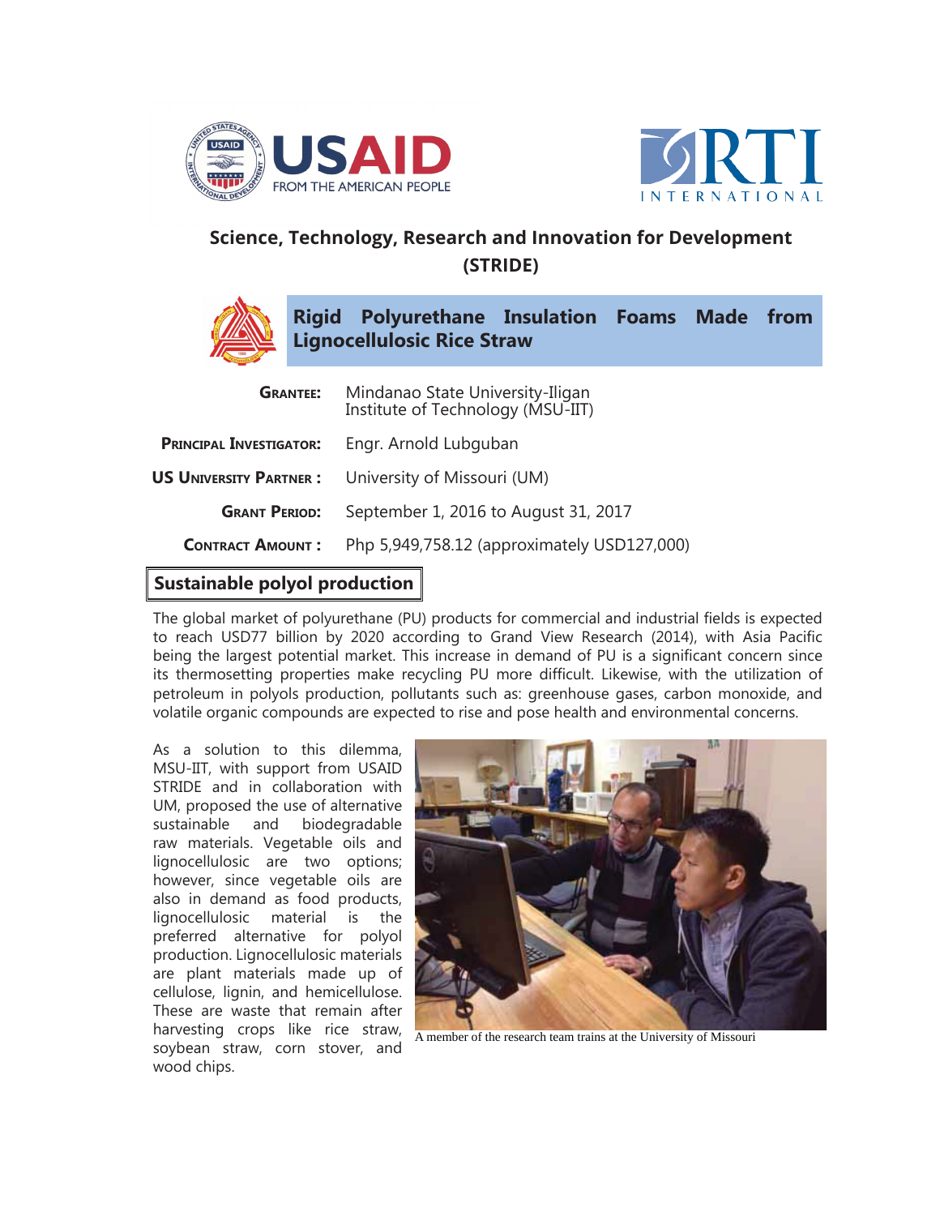## Science, Technology, Research and Innovation for Development (STRIDE)

# Rigid Polyurethane Insulation Foams Made from Lignocellulosic Rice Straw

| | |
|---|---|
| **Grantee:** | Mindanao State University-Iligan Institute of Technology (MSU-IIT) |
| **Principal Investigator:** | Engr. Arnold Lubguban |
| **US University Partner :** | University of Missouri (UM) |
| **Grant Period:** | September 1, 2016 to August 31, 2017 |
| **Contract Amount :** | Php 5,949,758.12 (approximately USD127,000) |

## Sustainable polyol production

The global market of polyurethane (PU) products for commercial and industrial fields is expected to reach USD77 billion by 2020 according to Grand View Research (2014), with Asia Pacific being the largest potential market. This increase in demand of PU is a significant concern since its thermosetting properties make recycling PU more difficult. Likewise, with the utilization of petroleum in polyols production, pollutants such as: greenhouse gases, carbon monoxide, and volatile organic compounds are expected to rise and pose health and environmental concerns.

As a solution to this dilemma, MSU-IIT, with support from USAID STRIDE and in collaboration with UM, proposed the use of alternative sustainable and biodegradable raw materials. Vegetable oils and lignocellulosic are two options; however, since vegetable oils are also in demand as food products, lignocellulosic material is the preferred alternative for polyol production. Lignocellulosic materials are plant materials made up of cellulose, lignin, and hemicellulose. These are waste that remain after harvesting crops like rice straw, soybean straw, corn stover, and wood chips.

A member of the research team trains at the University of Missouri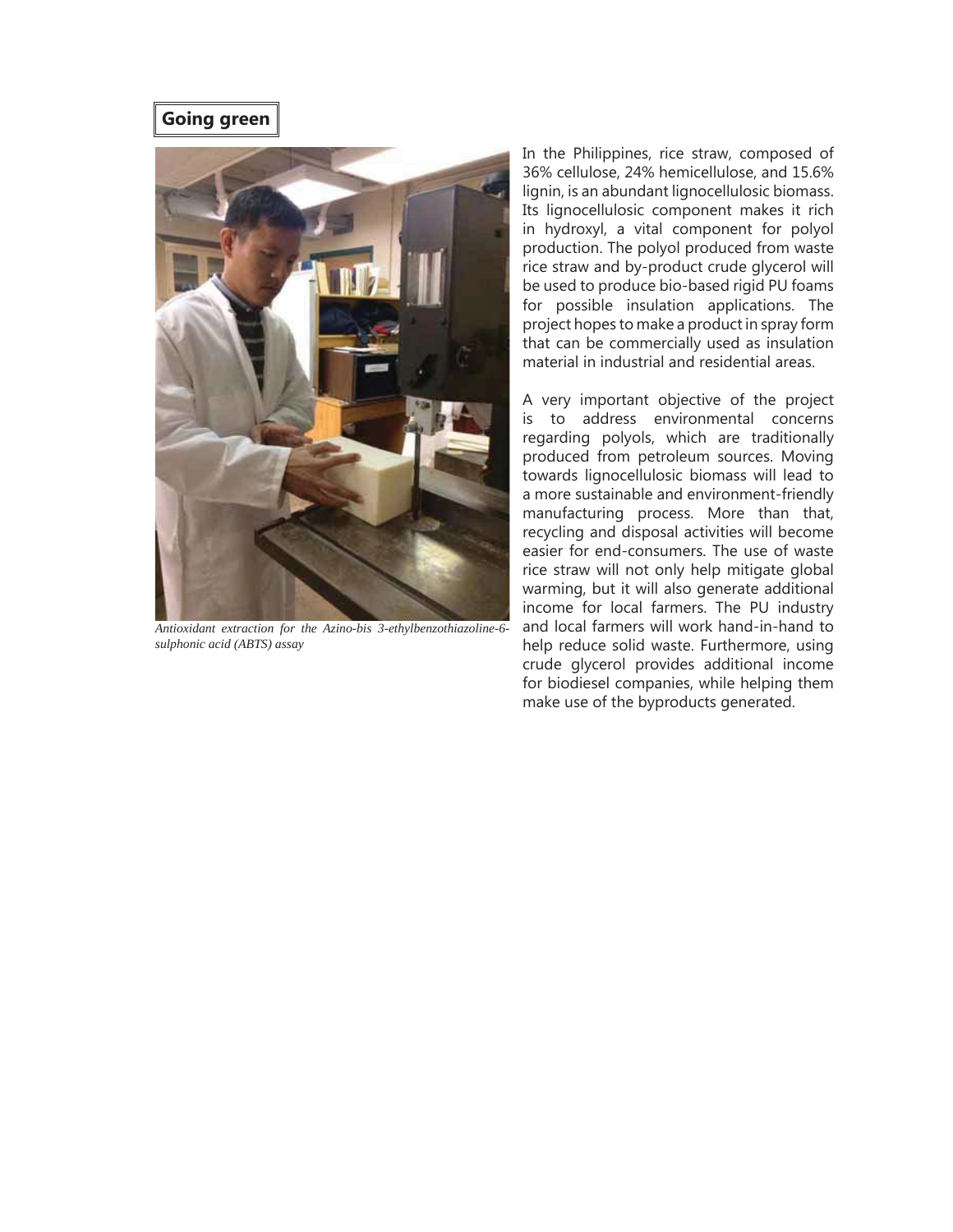## Going green

*Antioxidant extraction for the Azino-bis 3-ethylbenzothiazoline-6-sulphonic acid (ABTS) assay*

In the Philippines, rice straw, composed of 36% cellulose, 24% hemicellulose, and 15.6% lignin, is an abundant lignocellulosic biomass. Its lignocellulosic component makes it rich in hydroxyl, a vital component for polyol production. The polyol produced from waste rice straw and by-product crude glycerol will be used to produce bio-based rigid PU foams for possible insulation applications. The project hopes to make a product in spray form that can be commercially used as insulation material in industrial and residential areas.

A very important objective of the project is to address environmental concerns regarding polyols, which are traditionally produced from petroleum sources. Moving towards lignocellulosic biomass will lead to a more sustainable and environment-friendly manufacturing process. More than that, recycling and disposal activities will become easier for end-consumers. The use of waste rice straw will not only help mitigate global warming, but it will also generate additional income for local farmers. The PU industry and local farmers will work hand-in-hand to help reduce solid waste. Furthermore, using crude glycerol provides additional income for biodiesel companies, while helping them make use of the byproducts generated.